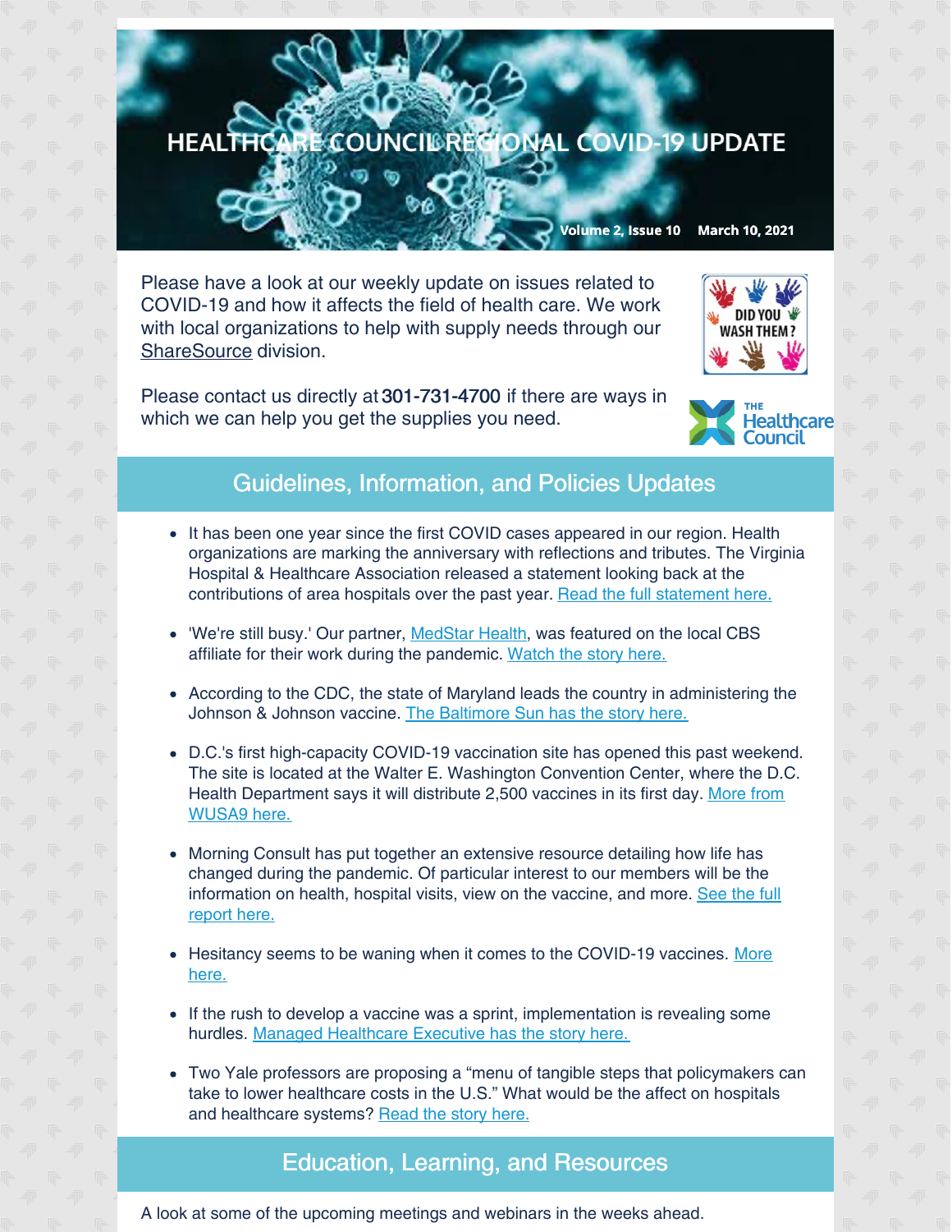# HEALTHCARE COUNCIL REGIONAL COVID-19 UPDATE

Volume 2, Issue 10 March 10, 2021

Please have a look at our weekly update on issues related to COVID-19 and how it affects the field of health care. We work with local organizations to help with supply needs through our ShareSource division.

Please contact us directly at **301-731-4700** if there are ways in which we can help you get the supplies you need.

## Guidelines, Information, and Policies Updates

- It has been one year since the first COVID cases appeared in our region. Health organizations are marking the anniversary with reflections and tributes. The Virginia Hospital & Healthcare Association released a statement looking back at the contributions of area hospitals over the past year. Read the full statement here.
- 'We're still busy.' Our partner, MedStar Health, was featured on the local CBS affiliate for their work during the pandemic. Watch the story here.
- According to the CDC, the state of Maryland leads the country in administering the Johnson & Johnson vaccine. The Baltimore Sun has the story here.
- D.C.'s first high-capacity COVID-19 vaccination site has opened this past weekend. The site is located at the Walter E. Washington Convention Center, where the D.C. Health Department says it will distribute 2,500 vaccines in its first day. More from WUSA9 here.
- Morning Consult has put together an extensive resource detailing how life has changed during the pandemic. Of particular interest to our members will be the information on health, hospital visits, view on the vaccine, and more. See the full report here.
- Hesitancy seems to be waning when it comes to the COVID-19 vaccines. More here.
- If the rush to develop a vaccine was a sprint, implementation is revealing some hurdles. Managed Healthcare Executive has the story here.
- Two Yale professors are proposing a "menu of tangible steps that policymakers can take to lower healthcare costs in the U.S." What would be the affect on hospitals and healthcare systems? Read the story here.

## Education, Learning, and Resources

A look at some of the upcoming meetings and webinars in the weeks ahead.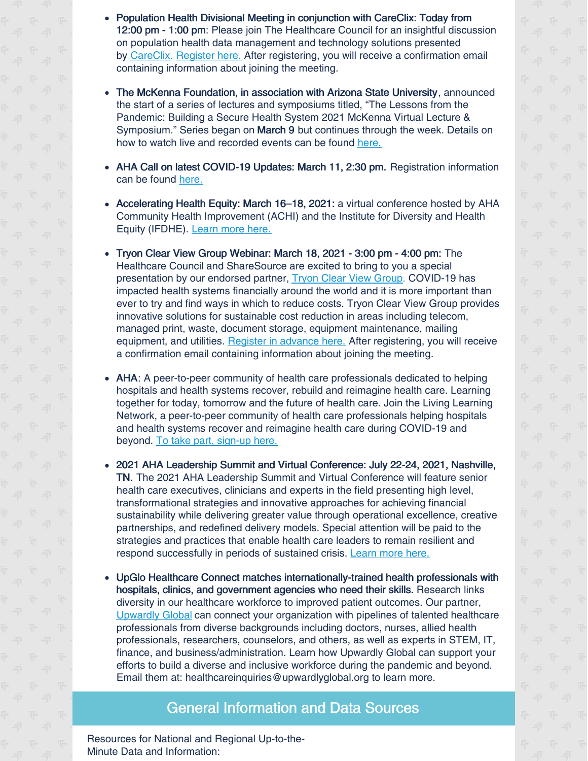- **Population Health Divisional Meeting in conjunction with CareClix: Today from 12:00 pm - 1:00 pm**: Please join The Healthcare Council for an insightful discussion on population health data management and technology solutions presented by CareClix. Register here. After registering, you will receive a confirmation email containing information about joining the meeting.

- **The McKenna Foundation, in association with Arizona State University**, announced the start of a series of lectures and symposiums titled, "The Lessons from the Pandemic: Building a Secure Health System 2021 McKenna Virtual Lecture & Symposium." Series began on **March 9** but continues through the week. Details on how to watch live and recorded events can be found here.

- **AHA Call on latest COVID-19 Updates: March 11, 2:30 pm.** Registration information can be found here.

- **Accelerating Health Equity: March 16–18, 2021:** a virtual conference hosted by AHA Community Health Improvement (ACHI) and the Institute for Diversity and Health Equity (IFDHE). Learn more here.

- **Tryon Clear View Group Webinar: March 18, 2021 - 3:00 pm - 4:00 pm:** The Healthcare Council and ShareSource are excited to bring to you a special presentation by our endorsed partner, Tryon Clear View Group. COVID-19 has impacted health systems financially around the world and it is more important than ever to try and find ways in which to reduce costs. Tryon Clear View Group provides innovative solutions for sustainable cost reduction in areas including telecom, managed print, waste, document storage, equipment maintenance, mailing equipment, and utilities. Register in advance here. After registering, you will receive a confirmation email containing information about joining the meeting.

- **AHA**: A peer-to-peer community of health care professionals dedicated to helping hospitals and health systems recover, rebuild and reimagine health care. Learning together for today, tomorrow and the future of health care. Join the Living Learning Network, a peer-to-peer community of health care professionals helping hospitals and health systems recover and reimagine health care during COVID-19 and beyond. To take part, sign-up here.

- **2021 AHA Leadership Summit and Virtual Conference: July 22-24, 2021, Nashville, TN.** The 2021 AHA Leadership Summit and Virtual Conference will feature senior health care executives, clinicians and experts in the field presenting high level, transformational strategies and innovative approaches for achieving financial sustainability while delivering greater value through operational excellence, creative partnerships, and redefined delivery models. Special attention will be paid to the strategies and practices that enable health care leaders to remain resilient and respond successfully in periods of sustained crisis. Learn more here.

- **UpGlo Healthcare Connect matches internationally-trained health professionals with hospitals, clinics, and government agencies who need their skills.** Research links diversity in our healthcare workforce to improved patient outcomes. Our partner, Upwardly Global can connect your organization with pipelines of talented healthcare professionals from diverse backgrounds including doctors, nurses, allied health professionals, researchers, counselors, and others, as well as experts in STEM, IT, finance, and business/administration. Learn how Upwardly Global can support your efforts to build a diverse and inclusive workforce during the pandemic and beyond. Email them at: healthcareinquiries@upwardlyglobal.org to learn more.

## General Information and Data Sources

Resources for National and Regional Up-to-the-Minute Data and Information: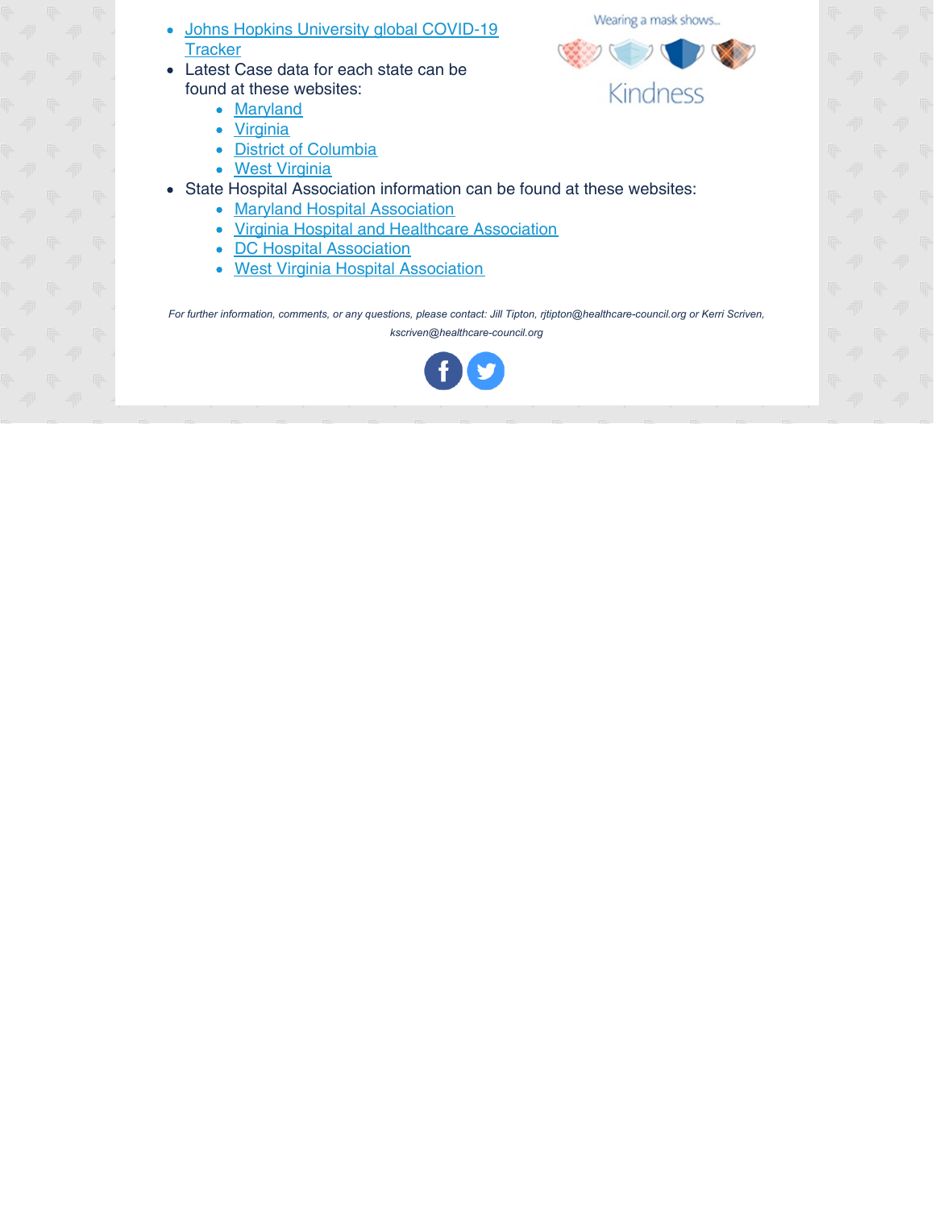- Johns Hopkins University global COVID-19 Tracker
- Latest Case data for each state can be found at these websites:
  - Maryland
  - Virginia
  - District of Columbia
  - West Virginia
- State Hospital Association information can be found at these websites:
  - Maryland Hospital Association
  - Virginia Hospital and Healthcare Association
  - DC Hospital Association
  - West Virginia Hospital Association

Wearing a mask shows...

Kindness

*For further information, comments, or any questions, please contact: Jill Tipton, rjtipton@healthcare-council.org or Kerri Scriven, kscriven@healthcare-council.org*